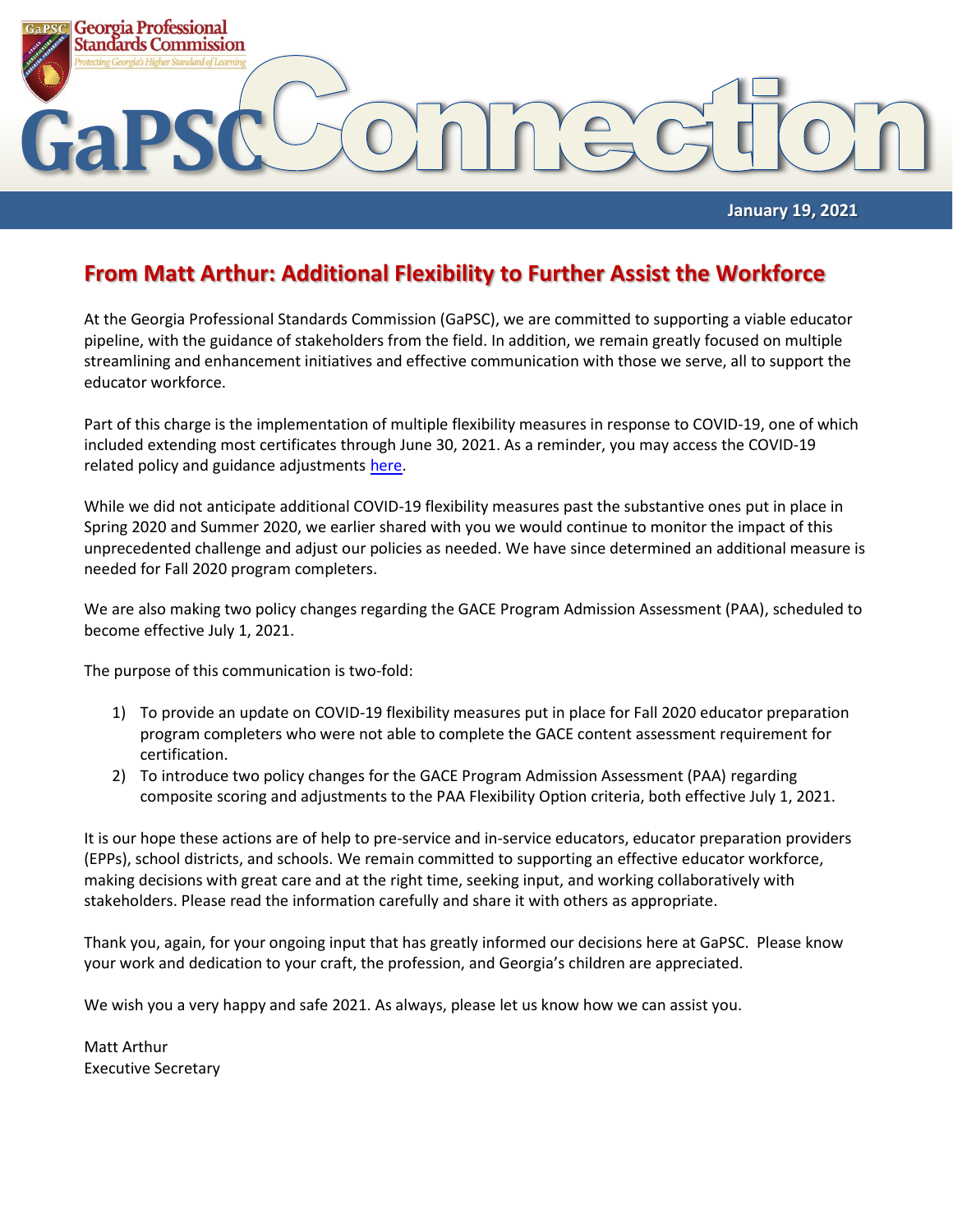# GaPSC Connection

Georgia Professional Standards Commission

*Protecting Georgia's Higher Standard of Learning*

**January 19, 2021**

## From Matt Arthur: Additional Flexibility to Further Assist the Workforce

At the Georgia Professional Standards Commission (GaPSC), we are committed to supporting a viable educator pipeline, with the guidance of stakeholders from the field. In addition, we remain greatly focused on multiple streamlining and enhancement initiatives and effective communication with those we serve, all to support the educator workforce.

Part of this charge is the implementation of multiple flexibility measures in response to COVID-19, one of which included extending most certificates through June 30, 2021. As a reminder, you may access the COVID-19 related policy and guidance adjustments here.

While we did not anticipate additional COVID-19 flexibility measures past the substantive ones put in place in Spring 2020 and Summer 2020, we earlier shared with you we would continue to monitor the impact of this unprecedented challenge and adjust our policies as needed. We have since determined an additional measure is needed for Fall 2020 program completers.

We are also making two policy changes regarding the GACE Program Admission Assessment (PAA), scheduled to become effective July 1, 2021.

The purpose of this communication is two-fold:

1) To provide an update on COVID-19 flexibility measures put in place for Fall 2020 educator preparation program completers who were not able to complete the GACE content assessment requirement for certification.
2) To introduce two policy changes for the GACE Program Admission Assessment (PAA) regarding composite scoring and adjustments to the PAA Flexibility Option criteria, both effective July 1, 2021.

It is our hope these actions are of help to pre-service and in-service educators, educator preparation providers (EPPs), school districts, and schools. We remain committed to supporting an effective educator workforce, making decisions with great care and at the right time, seeking input, and working collaboratively with stakeholders. Please read the information carefully and share it with others as appropriate.

Thank you, again, for your ongoing input that has greatly informed our decisions here at GaPSC. Please know your work and dedication to your craft, the profession, and Georgia's children are appreciated.

We wish you a very happy and safe 2021. As always, please let us know how we can assist you.

Matt Arthur
Executive Secretary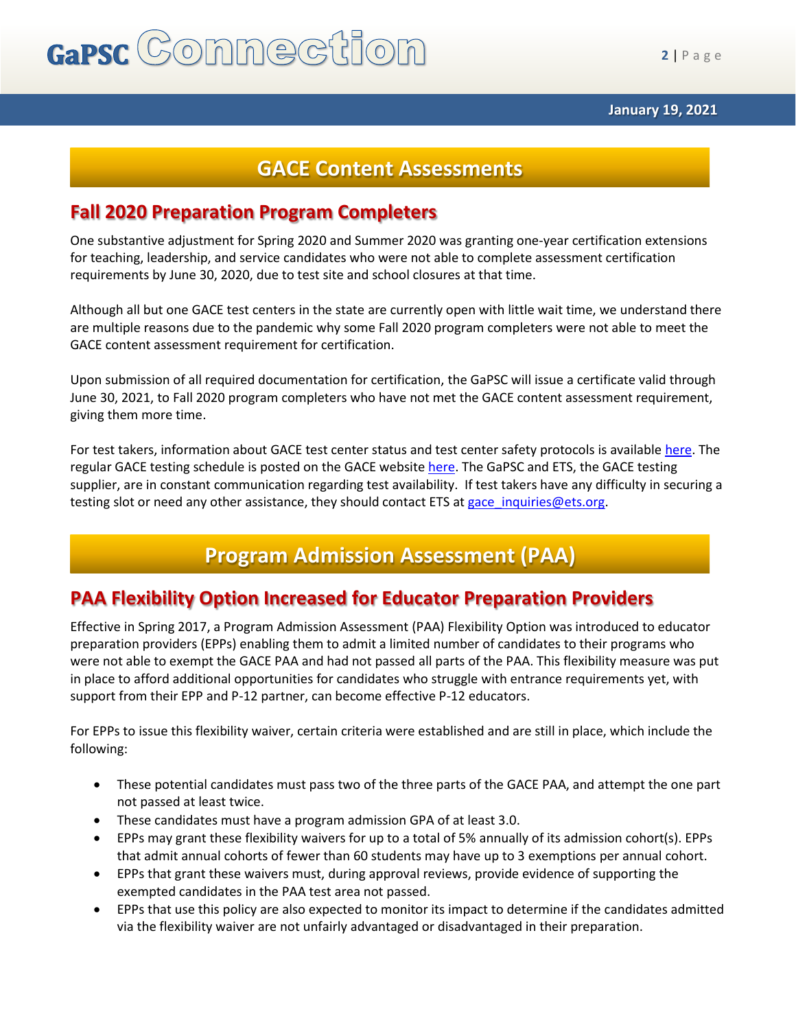## GACE Content Assessments

### Fall 2020 Preparation Program Completers

One substantive adjustment for Spring 2020 and Summer 2020 was granting one-year certification extensions for teaching, leadership, and service candidates who were not able to complete assessment certification requirements by June 30, 2020, due to test site and school closures at that time.

Although all but one GACE test centers in the state are currently open with little wait time, we understand there are multiple reasons due to the pandemic why some Fall 2020 program completers were not able to meet the GACE content assessment requirement for certification.

Upon submission of all required documentation for certification, the GaPSC will issue a certificate valid through June 30, 2021, to Fall 2020 program completers who have not met the GACE content assessment requirement, giving them more time.

For test takers, information about GACE test center status and test center safety protocols is available here. The regular GACE testing schedule is posted on the GACE website here. The GaPSC and ETS, the GACE testing supplier, are in constant communication regarding test availability. If test takers have any difficulty in securing a testing slot or need any other assistance, they should contact ETS at gace_inquiries@ets.org.

## Program Admission Assessment (PAA)

### PAA Flexibility Option Increased for Educator Preparation Providers

Effective in Spring 2017, a Program Admission Assessment (PAA) Flexibility Option was introduced to educator preparation providers (EPPs) enabling them to admit a limited number of candidates to their programs who were not able to exempt the GACE PAA and had not passed all parts of the PAA. This flexibility measure was put in place to afford additional opportunities for candidates who struggle with entrance requirements yet, with support from their EPP and P-12 partner, can become effective P-12 educators.

For EPPs to issue this flexibility waiver, certain criteria were established and are still in place, which include the following:

- These potential candidates must pass two of the three parts of the GACE PAA, and attempt the one part not passed at least twice.
- These candidates must have a program admission GPA of at least 3.0.
- EPPs may grant these flexibility waivers for up to a total of 5% annually of its admission cohort(s). EPPs that admit annual cohorts of fewer than 60 students may have up to 3 exemptions per annual cohort.
- EPPs that grant these waivers must, during approval reviews, provide evidence of supporting the exempted candidates in the PAA test area not passed.
- EPPs that use this policy are also expected to monitor its impact to determine if the candidates admitted via the flexibility waiver are not unfairly advantaged or disadvantaged in their preparation.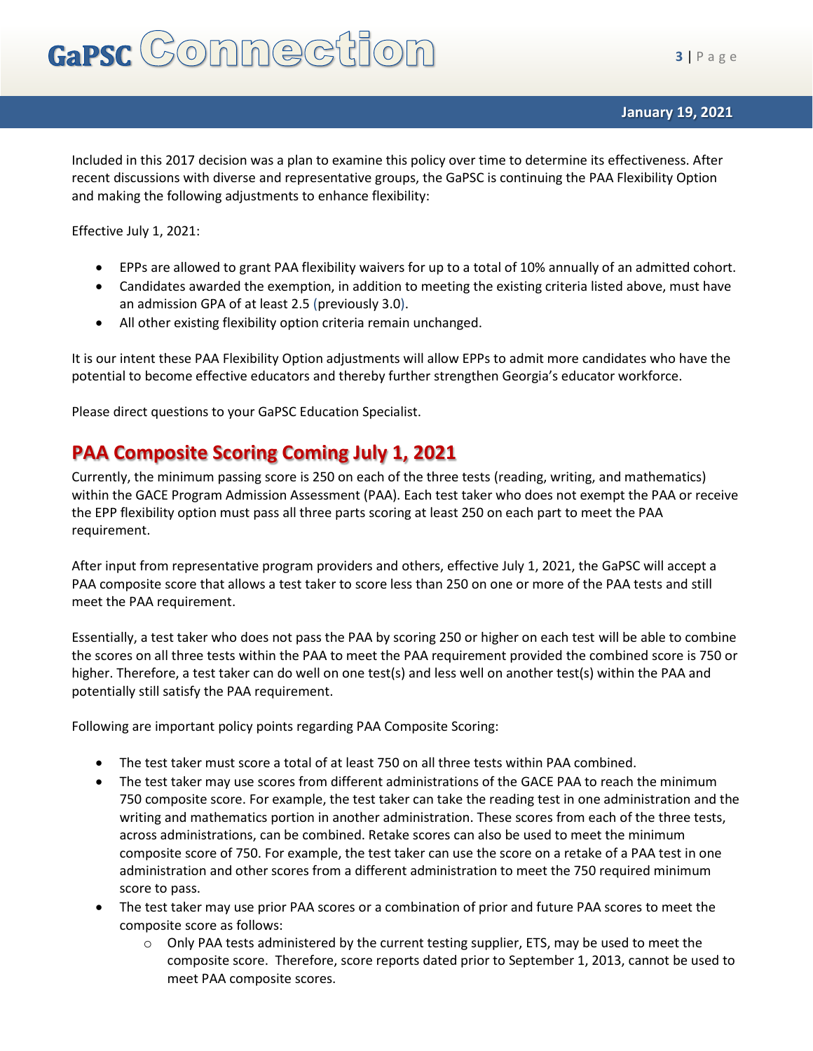Included in this 2017 decision was a plan to examine this policy over time to determine its effectiveness. After recent discussions with diverse and representative groups, the GaPSC is continuing the PAA Flexibility Option and making the following adjustments to enhance flexibility:

Effective July 1, 2021:

- EPPs are allowed to grant PAA flexibility waivers for up to a total of 10% annually of an admitted cohort.
- Candidates awarded the exemption, in addition to meeting the existing criteria listed above, must have an admission GPA of at least 2.5 (previously 3.0).
- All other existing flexibility option criteria remain unchanged.

It is our intent these PAA Flexibility Option adjustments will allow EPPs to admit more candidates who have the potential to become effective educators and thereby further strengthen Georgia's educator workforce.

Please direct questions to your GaPSC Education Specialist.

## PAA Composite Scoring Coming July 1, 2021

Currently, the minimum passing score is 250 on each of the three tests (reading, writing, and mathematics) within the GACE Program Admission Assessment (PAA). Each test taker who does not exempt the PAA or receive the EPP flexibility option must pass all three parts scoring at least 250 on each part to meet the PAA requirement.

After input from representative program providers and others, effective July 1, 2021, the GaPSC will accept a PAA composite score that allows a test taker to score less than 250 on one or more of the PAA tests and still meet the PAA requirement.

Essentially, a test taker who does not pass the PAA by scoring 250 or higher on each test will be able to combine the scores on all three tests within the PAA to meet the PAA requirement provided the combined score is 750 or higher. Therefore, a test taker can do well on one test(s) and less well on another test(s) within the PAA and potentially still satisfy the PAA requirement.

Following are important policy points regarding PAA Composite Scoring:

- The test taker must score a total of at least 750 on all three tests within PAA combined.
- The test taker may use scores from different administrations of the GACE PAA to reach the minimum 750 composite score. For example, the test taker can take the reading test in one administration and the writing and mathematics portion in another administration. These scores from each of the three tests, across administrations, can be combined. Retake scores can also be used to meet the minimum composite score of 750. For example, the test taker can use the score on a retake of a PAA test in one administration and other scores from a different administration to meet the 750 required minimum score to pass.
- The test taker may use prior PAA scores or a combination of prior and future PAA scores to meet the composite score as follows:
    - Only PAA tests administered by the current testing supplier, ETS, may be used to meet the composite score. Therefore, score reports dated prior to September 1, 2013, cannot be used to meet PAA composite scores.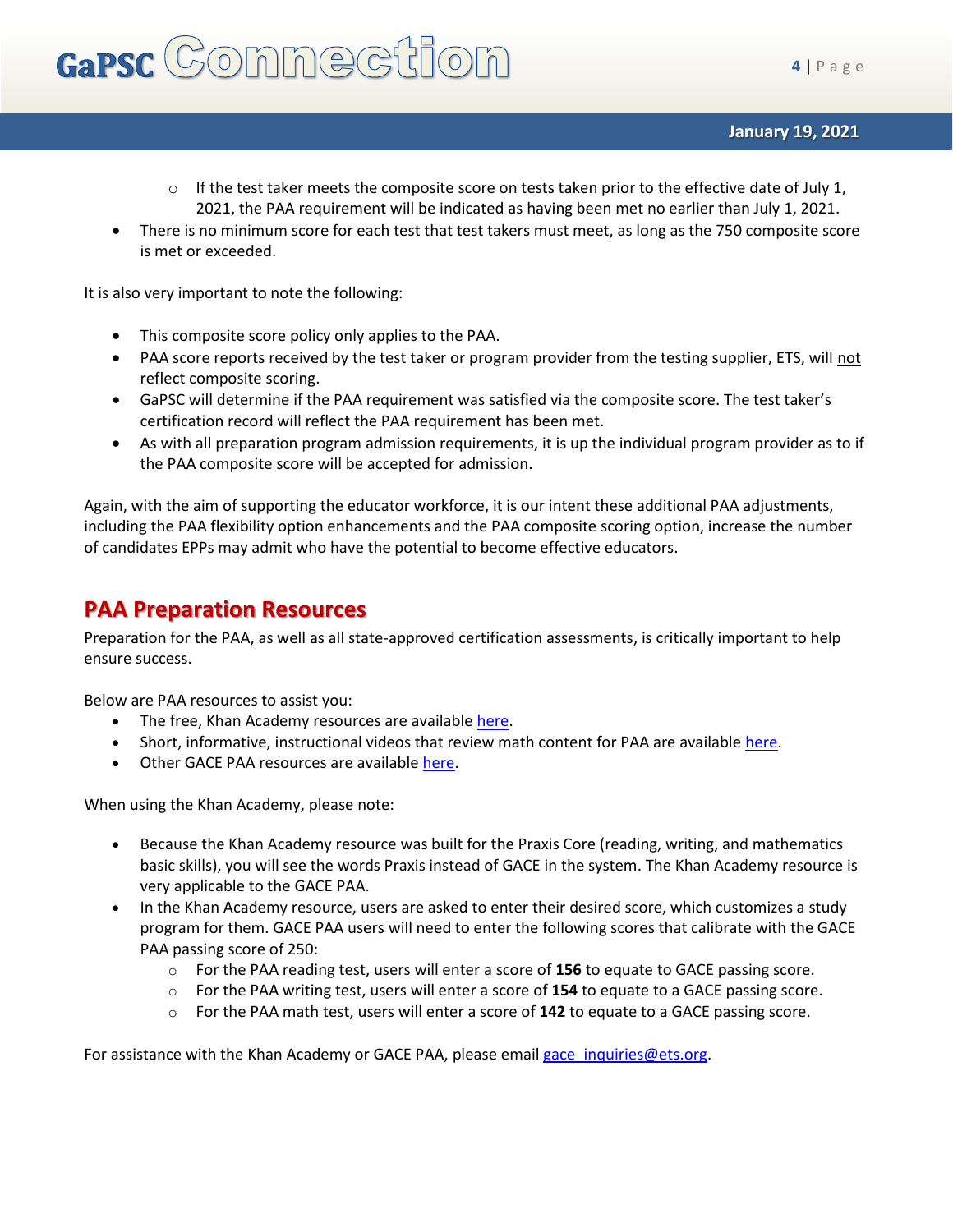- If the test taker meets the composite score on tests taken prior to the effective date of July 1, 2021, the PAA requirement will be indicated as having been met no earlier than July 1, 2021.
- There is no minimum score for each test that test takers must meet, as long as the 750 composite score is met or exceeded.

It is also very important to note the following:

- This composite score policy only applies to the PAA.
- PAA score reports received by the test taker or program provider from the testing supplier, ETS, will not reflect composite scoring.
- GaPSC will determine if the PAA requirement was satisfied via the composite score. The test taker's certification record will reflect the PAA requirement has been met.
- As with all preparation program admission requirements, it is up the individual program provider as to if the PAA composite score will be accepted for admission.

Again, with the aim of supporting the educator workforce, it is our intent these additional PAA adjustments, including the PAA flexibility option enhancements and the PAA composite scoring option, increase the number of candidates EPPs may admit who have the potential to become effective educators.

## PAA Preparation Resources

Preparation for the PAA, as well as all state-approved certification assessments, is critically important to help ensure success.

Below are PAA resources to assist you:

- The free, Khan Academy resources are available here.
- Short, informative, instructional videos that review math content for PAA are available here.
- Other GACE PAA resources are available here.

When using the Khan Academy, please note:

- Because the Khan Academy resource was built for the Praxis Core (reading, writing, and mathematics basic skills), you will see the words Praxis instead of GACE in the system. The Khan Academy resource is very applicable to the GACE PAA.
- In the Khan Academy resource, users are asked to enter their desired score, which customizes a study program for them. GACE PAA users will need to enter the following scores that calibrate with the GACE PAA passing score of 250:
   - For the PAA reading test, users will enter a score of **156** to equate to GACE passing score.
   - For the PAA writing test, users will enter a score of **154** to equate to a GACE passing score.
   - For the PAA math test, users will enter a score of **142** to equate to a GACE passing score.

For assistance with the Khan Academy or GACE PAA, please email gace_inquiries@ets.org.